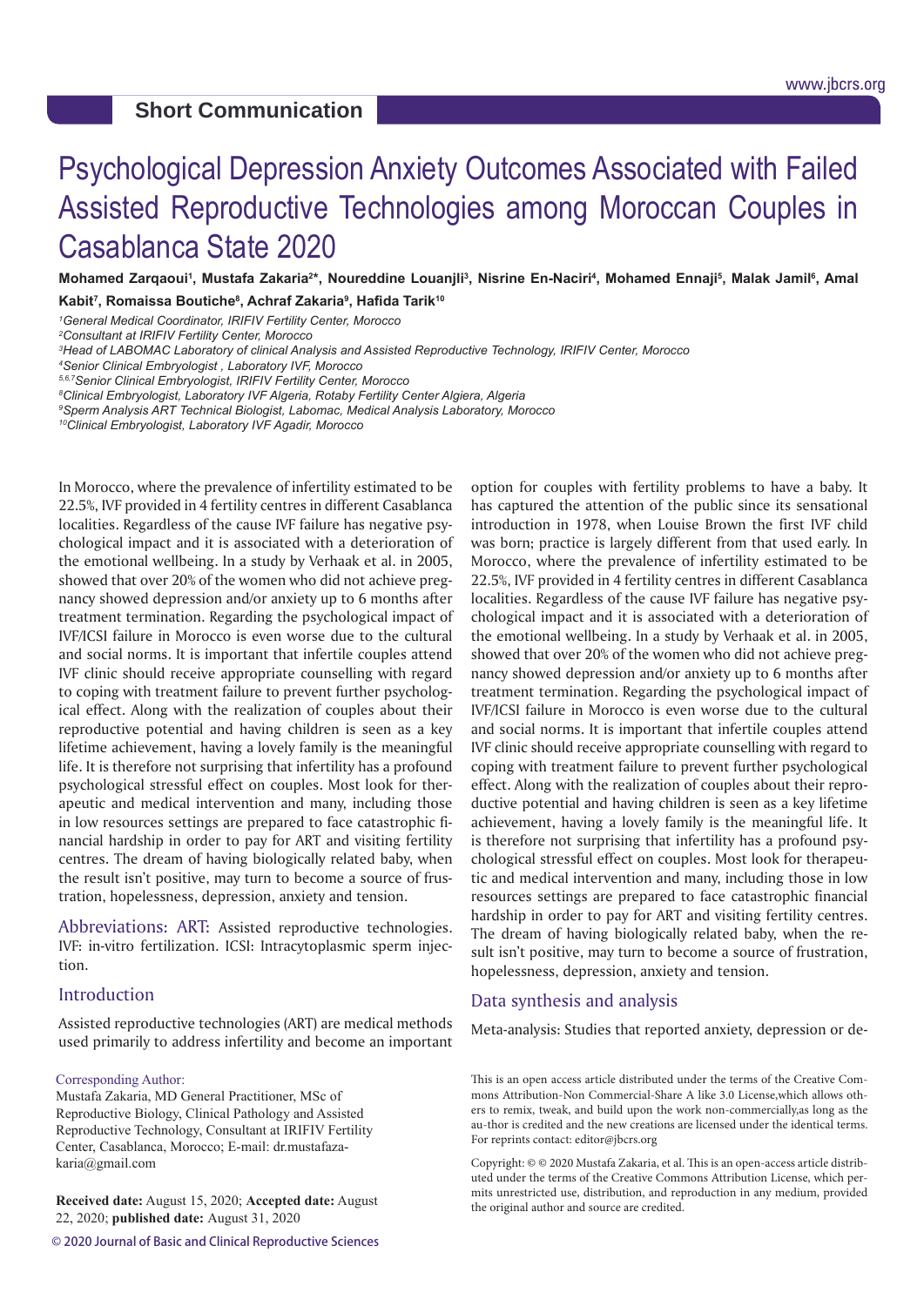Short Communication

# Psychological Depression Anxiety Outcomes Associated with Failed Assisted Reproductive Technologies among Moroccan Couples in Casablanca State 2020

**Mohamed Zarqaoui[1], Mustafa Zakaria[2*], Noureddine Louanjli[3], Nisrine En-Naciri[4], Mohamed Ennaji[5], Malak Jamil[6], Amal Kabit[7], Romaissa Boutiche[8], Achraf Zakaria[9], Hafida Tarik[10]**

*[1]General Medical Coordinator, IRIFIV Fertility Center, Morocco*
*[2]Consultant at IRIFIV Fertility Center, Morocco*
*[3]Head of LABOMAC Laboratory of clinical Analysis and Assisted Reproductive Technology, IRIFIV Center, Morocco*
*[4]Senior Clinical Embryologist , Laboratory IVF, Morocco*
*[5,6,7]Senior Clinical Embryologist, IRIFIV Fertility Center, Morocco*
*[8]Clinical Embryologist, Laboratory IVF Algeria, Rotaby Fertility Center Algiera, Algeria*
*[9]Sperm Analysis ART Technical Biologist, Labomac, Medical Analysis Laboratory, Morocco*
*[10]Clinical Embryologist, Laboratory IVF Agadir, Morocco*

In Morocco, where the prevalence of infertility estimated to be 22.5%, IVF provided in 4 fertility centres in different Casablanca localities. Regardless of the cause IVF failure has negative psychological impact and it is associated with a deterioration of the emotional wellbeing. In a study by Verhaak et al. in 2005, showed that over 20% of the women who did not achieve pregnancy showed depression and/or anxiety up to 6 months after treatment termination. Regarding the psychological impact of IVF/ICSI failure in Morocco is even worse due to the cultural and social norms. It is important that infertile couples attend IVF clinic should receive appropriate counselling with regard to coping with treatment failure to prevent further psychological effect. Along with the realization of couples about their reproductive potential and having children is seen as a key lifetime achievement, having a lovely family is the meaningful life. It is therefore not surprising that infertility has a profound psychological stressful effect on couples. Most look for therapeutic and medical intervention and many, including those in low resources settings are prepared to face catastrophic financial hardship in order to pay for ART and visiting fertility centres. The dream of having biologically related baby, when the result isn't positive, may turn to become a source of frustration, hopelessness, depression, anxiety and tension.

Abbreviations: ART: Assisted reproductive technologies. IVF: in-vitro fertilization. ICSI: Intracytoplasmic sperm injection.

## Introduction

Assisted reproductive technologies (ART) are medical methods used primarily to address infertility and become an important option for couples with fertility problems to have a baby. It has captured the attention of the public since its sensational introduction in 1978, when Louise Brown the first IVF child was born; practice is largely different from that used early. In Morocco, where the prevalence of infertility estimated to be 22.5%, IVF provided in 4 fertility centres in different Casablanca localities. Regardless of the cause IVF failure has negative psychological impact and it is associated with a deterioration of the emotional wellbeing. In a study by Verhaak et al. in 2005, showed that over 20% of the women who did not achieve pregnancy showed depression and/or anxiety up to 6 months after treatment termination. Regarding the psychological impact of IVF/ICSI failure in Morocco is even worse due to the cultural and social norms. It is important that infertile couples attend IVF clinic should receive appropriate counselling with regard to coping with treatment failure to prevent further psychological effect. Along with the realization of couples about their reproductive potential and having children is seen as a key lifetime achievement, having a lovely family is the meaningful life. It is therefore not surprising that infertility has a profound psychological stressful effect on couples. Most look for therapeutic and medical intervention and many, including those in low resources settings are prepared to face catastrophic financial hardship in order to pay for ART and visiting fertility centres. The dream of having biologically related baby, when the result isn't positive, may turn to become a source of frustration, hopelessness, depression, anxiety and tension.

## Data synthesis and analysis

Meta-analysis: Studies that reported anxiety, depression or de-

Corresponding Author:
Mustafa Zakaria, MD General Practitioner, MSc of Reproductive Biology, Clinical Pathology and Assisted Reproductive Technology, Consultant at IRIFIV Fertility Center, Casablanca, Morocco; E-mail: dr.mustafazakaria@gmail.com

**Received date:** August 15, 2020; **Accepted date:** August 22, 2020; **published date:** August 31, 2020

This is an open access article distributed under the terms of the Creative Commons Attribution-Non Commercial-Share A like 3.0 License,which allows others to remix, tweak, and build upon the work non-commercially,as long as the au-thor is credited and the new creations are licensed under the identical terms. For reprints contact: editor@jbcrs.org

Copyright: © © 2020 Mustafa Zakaria, et al. This is an open-access article distributed under the terms of the Creative Commons Attribution License, which permits unrestricted use, distribution, and reproduction in any medium, provided the original author and source are credited.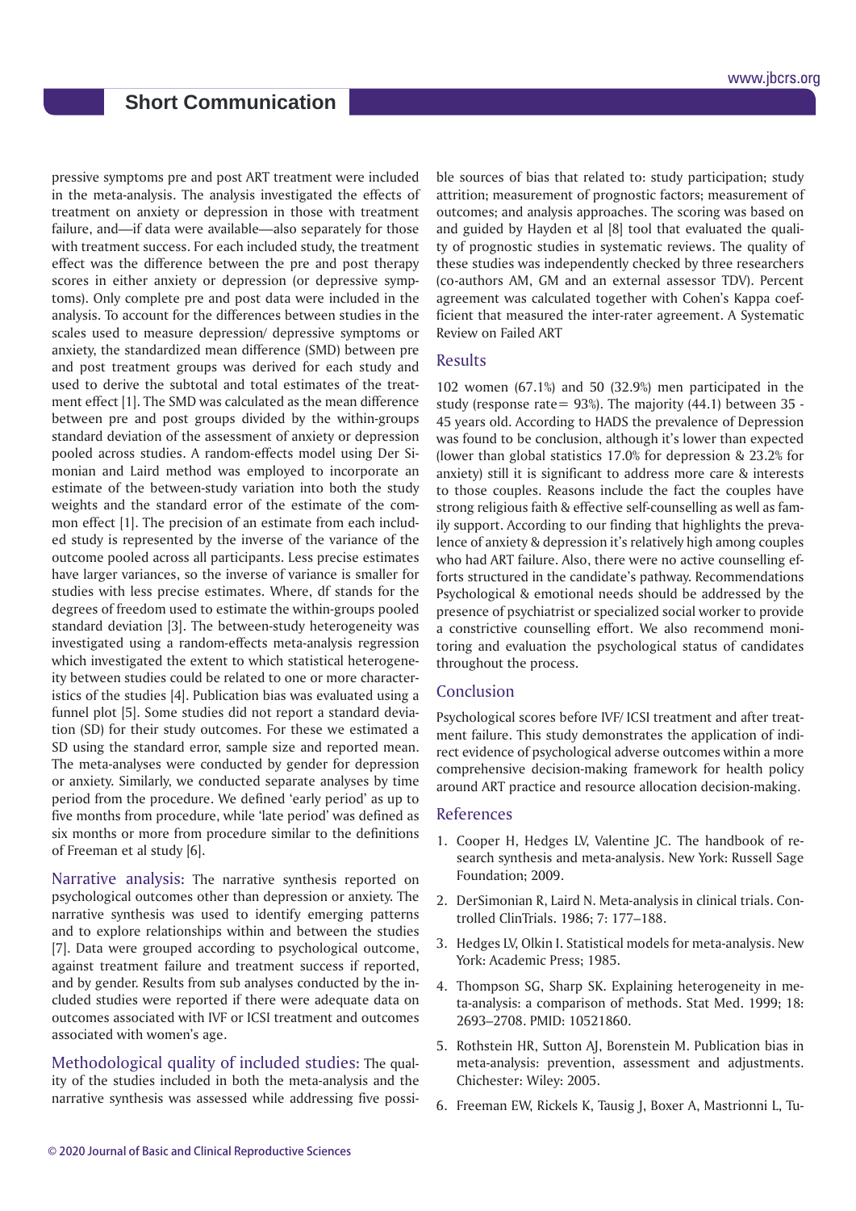pressive symptoms pre and post ART treatment were included in the meta-analysis. The analysis investigated the effects of treatment on anxiety or depression in those with treatment failure, and—if data were available—also separately for those with treatment success. For each included study, the treatment effect was the difference between the pre and post therapy scores in either anxiety or depression (or depressive symptoms). Only complete pre and post data were included in the analysis. To account for the differences between studies in the scales used to measure depression/ depressive symptoms or anxiety, the standardized mean difference (SMD) between pre and post treatment groups was derived for each study and used to derive the subtotal and total estimates of the treatment effect [1]. The SMD was calculated as the mean difference between pre and post groups divided by the within-groups standard deviation of the assessment of anxiety or depression pooled across studies. A random-effects model using Der Simonian and Laird method was employed to incorporate an estimate of the between-study variation into both the study weights and the standard error of the estimate of the common effect [1]. The precision of an estimate from each included study is represented by the inverse of the variance of the outcome pooled across all participants. Less precise estimates have larger variances, so the inverse of variance is smaller for studies with less precise estimates. Where, df stands for the degrees of freedom used to estimate the within-groups pooled standard deviation [3]. The between-study heterogeneity was investigated using a random-effects meta-analysis regression which investigated the extent to which statistical heterogeneity between studies could be related to one or more characteristics of the studies [4]. Publication bias was evaluated using a funnel plot [5]. Some studies did not report a standard deviation (SD) for their study outcomes. For these we estimated a SD using the standard error, sample size and reported mean. The meta-analyses were conducted by gender for depression or anxiety. Similarly, we conducted separate analyses by time period from the procedure. We defined 'early period' as up to five months from procedure, while 'late period' was defined as six months or more from procedure similar to the definitions of Freeman et al study [6].

**Narrative analysis:** The narrative synthesis reported on psychological outcomes other than depression or anxiety. The narrative synthesis was used to identify emerging patterns and to explore relationships within and between the studies [7]. Data were grouped according to psychological outcome, against treatment failure and treatment success if reported, and by gender. Results from sub analyses conducted by the included studies were reported if there were adequate data on outcomes associated with IVF or ICSI treatment and outcomes associated with women's age.

**Methodological quality of included studies:** The quality of the studies included in both the meta-analysis and the narrative synthesis was assessed while addressing five possible sources of bias that related to: study participation; study attrition; measurement of prognostic factors; measurement of outcomes; and analysis approaches. The scoring was based on and guided by Hayden et al [8] tool that evaluated the quality of prognostic studies in systematic reviews. The quality of these studies was independently checked by three researchers (co-authors AM, GM and an external assessor TDV). Percent agreement was calculated together with Cohen's Kappa coefficient that measured the inter-rater agreement. A Systematic Review on Failed ART

## Results

102 women (67.1%) and 50 (32.9%) men participated in the study (response rate= 93%). The majority (44.1) between 35 - 45 years old. According to HADS the prevalence of Depression was found to be conclusion, although it's lower than expected (lower than global statistics 17.0% for depression & 23.2% for anxiety) still it is significant to address more care & interests to those couples. Reasons include the fact the couples have strong religious faith & effective self-counselling as well as family support. According to our finding that highlights the prevalence of anxiety & depression it's relatively high among couples who had ART failure. Also, there were no active counselling efforts structured in the candidate's pathway. Recommendations Psychological & emotional needs should be addressed by the presence of psychiatrist or specialized social worker to provide a constrictive counselling effort. We also recommend monitoring and evaluation the psychological status of candidates throughout the process.

## Conclusion

Psychological scores before IVF/ ICSI treatment and after treatment failure. This study demonstrates the application of indirect evidence of psychological adverse outcomes within a more comprehensive decision-making framework for health policy around ART practice and resource allocation decision-making.

## References

1. Cooper H, Hedges LV, Valentine JC. The handbook of research synthesis and meta-analysis. New York: Russell Sage Foundation; 2009.
2. DerSimonian R, Laird N. Meta-analysis in clinical trials. Controlled ClinTrials. 1986; 7: 177–188.
3. Hedges LV, Olkin I. Statistical models for meta-analysis. New York: Academic Press; 1985.
4. Thompson SG, Sharp SK. Explaining heterogeneity in meta-analysis: a comparison of methods. Stat Med. 1999; 18: 2693–2708. PMID: 10521860.
5. Rothstein HR, Sutton AJ, Borenstein M. Publication bias in meta-analysis: prevention, assessment and adjustments. Chichester: Wiley: 2005.
6. Freeman EW, Rickels K, Tausig J, Boxer A, Mastrionni L, Tu-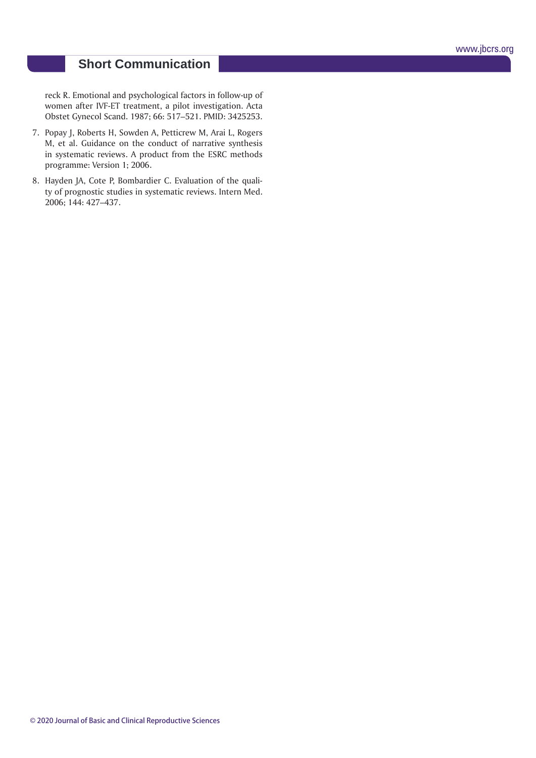reck R. Emotional and psychological factors in follow-up of women after IVF-ET treatment, a pilot investigation. Acta Obstet Gynecol Scand. 1987; 66: 517–521. PMID: 3425253.

7. Popay J, Roberts H, Sowden A, Petticrew M, Arai L, Rogers M, et al. Guidance on the conduct of narrative synthesis in systematic reviews. A product from the ESRC methods programme: Version 1; 2006.
8. Hayden JA, Cote P, Bombardier C. Evaluation of the quality of prognostic studies in systematic reviews. Intern Med. 2006; 144: 427–437.